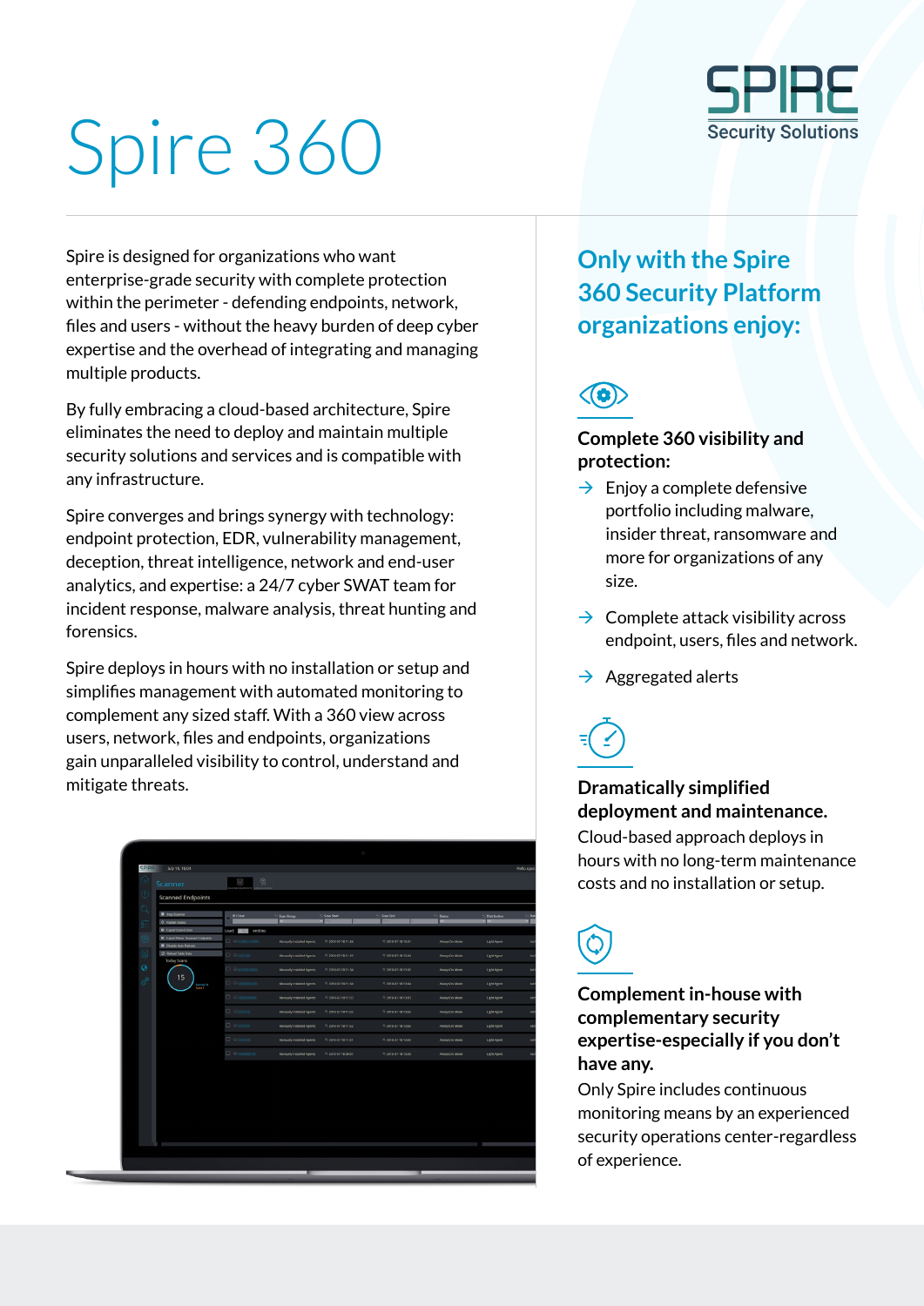# Spire 360

Spire is designed for organizations who want enterprise-grade security with complete protection within the perimeter - defending endpoints, network, files and users - without the heavy burden of deep cyber expertise and the overhead of integrating and managing multiple products.

By fully embracing a cloud-based architecture, Spire eliminates the need to deploy and maintain multiple security solutions and services and is compatible with any infrastructure.

Spire converges and brings synergy with technology: endpoint protection, EDR, vulnerability management, deception, threat intelligence, network and end-user analytics, and expertise: a 24/7 cyber SWAT team for incident response, malware analysis, threat hunting and forensics.

Spire deploys in hours with no installation or setup and simplifies management with automated monitoring to complement any sized staff. With a 360 view across users, network, files and endpoints, organizations gain unparalleled visibility to control, understand and mitigate threats.

## Only with the Spire 360 Security Platform organizations enjoy:

### Complete 360 visibility and protection:

- Enjoy a complete defensive portfolio including malware, insider threat, ransomware and more for organizations of any size.
- Complete attack visibility across endpoint, users, files and network.
- Aggregated alerts

### Dramatically simplified deployment and maintenance.

Cloud-based approach deploys in hours with no long-term maintenance costs and no installation or setup.

### Complement in-house with complementary security expertise-especially if you don't have any.

Only Spire includes continuous monitoring means by an experienced security operations center-regardless of experience.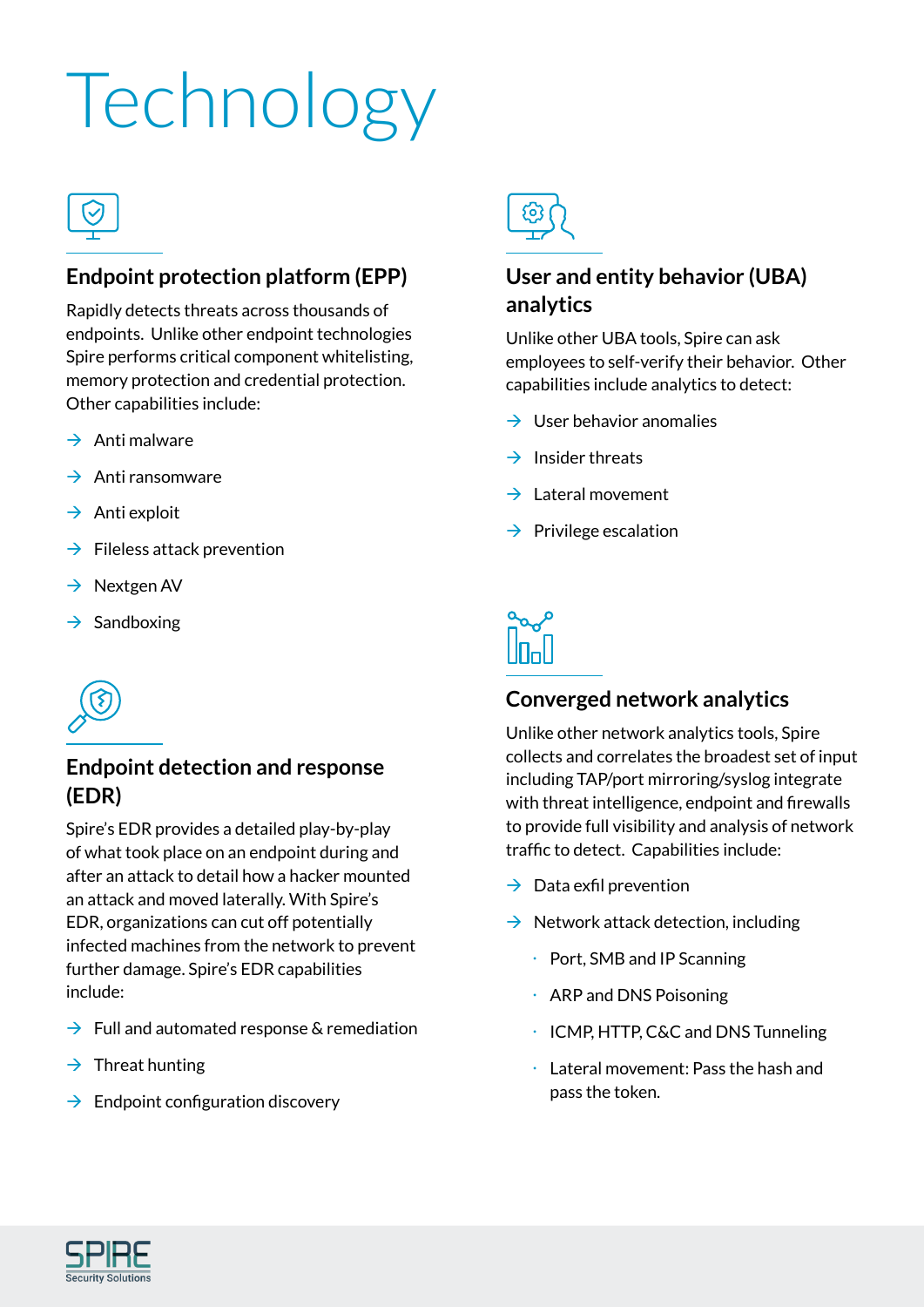# Technology

## Endpoint protection platform (EPP)

Rapidly detects threats across thousands of endpoints. Unlike other endpoint technologies Spire performs critical component whitelisting, memory protection and credential protection. Other capabilities include:

- Anti malware
- Anti ransomware
- Anti exploit
- Fileless attack prevention
- Nextgen AV
- Sandboxing

## Endpoint detection and response (EDR)

Spire's EDR provides a detailed play-by-play of what took place on an endpoint during and after an attack to detail how a hacker mounted an attack and moved laterally. With Spire's EDR, organizations can cut off potentially infected machines from the network to prevent further damage. Spire's EDR capabilities include:

- Full and automated response & remediation
- Threat hunting
- Endpoint configuration discovery

## User and entity behavior (UBA) analytics

Unlike other UBA tools, Spire can ask employees to self-verify their behavior. Other capabilities include analytics to detect:

- User behavior anomalies
- Insider threats
- Lateral movement
- Privilege escalation

## Converged network analytics

Unlike other network analytics tools, Spire collects and correlates the broadest set of input including TAP/port mirroring/syslog integrate with threat intelligence, endpoint and firewalls to provide full visibility and analysis of network traffic to detect. Capabilities include:

- Data exfil prevention
- Network attack detection, including
  - Port, SMB and IP Scanning
  - ARP and DNS Poisoning
  - ICMP, HTTP, C&C and DNS Tunneling
  - Lateral movement: Pass the hash and pass the token.

SPIRE
Security Solutions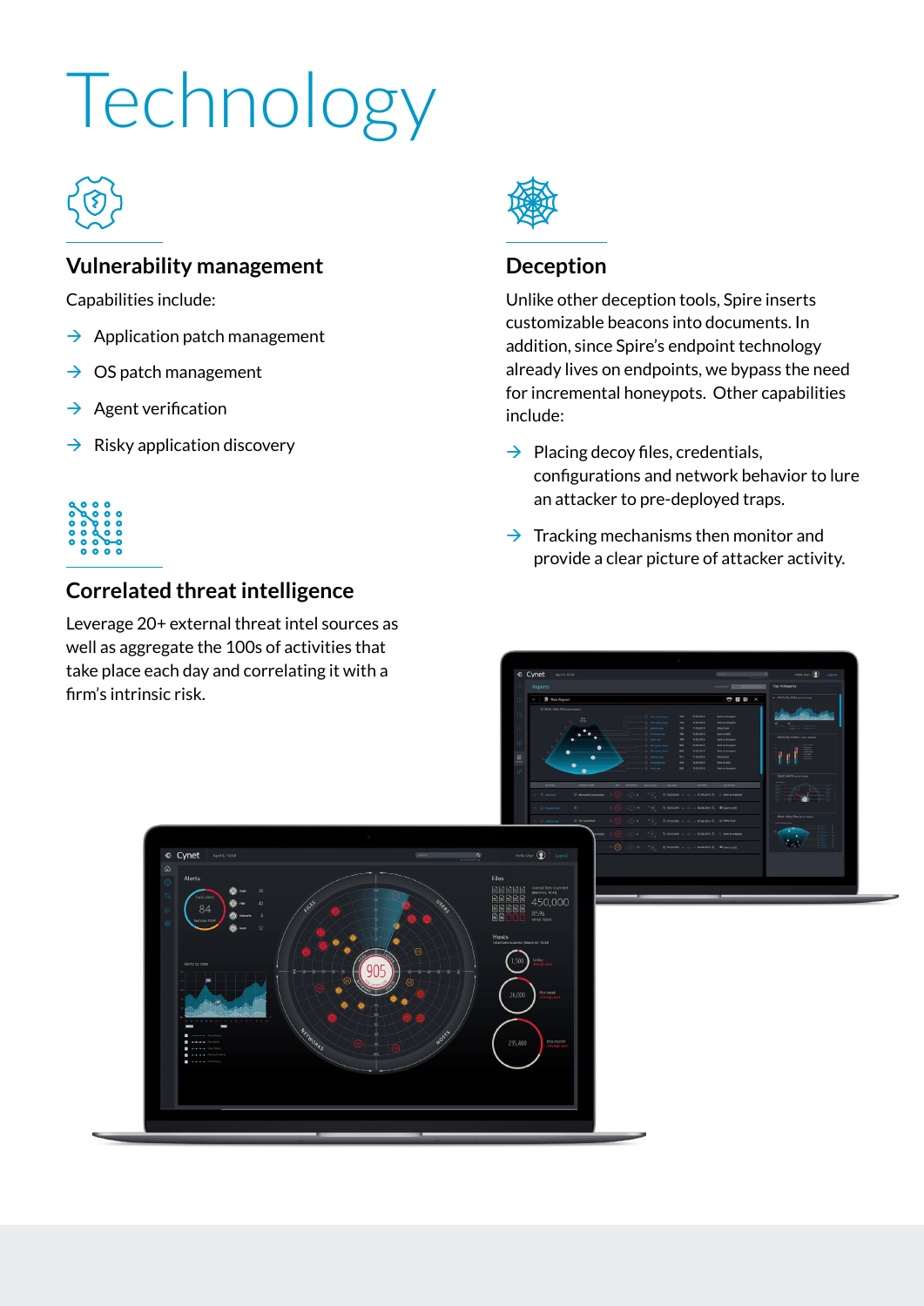# Technology

## Vulnerability management

Capabilities include:

- Application patch management
- OS patch management
- Agent verification
- Risky application discovery

## Correlated threat intelligence

Leverage 20+ external threat intel sources as well as aggregate the 100s of activities that take place each day and correlating it with a firm's intrinsic risk.

## Deception

Unlike other deception tools, Spire inserts customizable beacons into documents. In addition, since Spire's endpoint technology already lives on endpoints, we bypass the need for incremental honeypots. Other capabilities include:

- Placing decoy files, credentials, configurations and network behavior to lure an attacker to pre-deployed traps.
- Tracking mechanisms then monitor and provide a clear picture of attacker activity.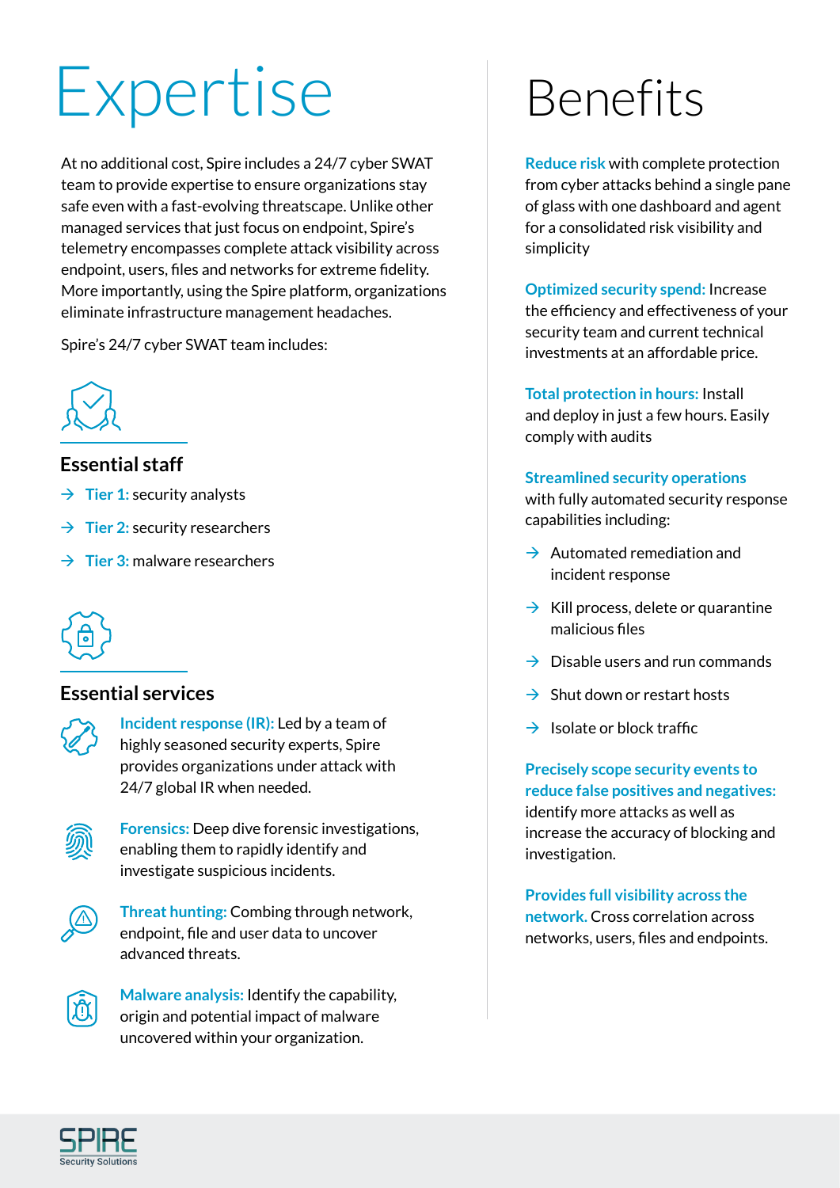# Expertise

At no additional cost, Spire includes a 24/7 cyber SWAT team to provide expertise to ensure organizations stay safe even with a fast-evolving threatscape. Unlike other managed services that just focus on endpoint, Spire's telemetry encompasses complete attack visibility across endpoint, users, files and networks for extreme fidelity. More importantly, using the Spire platform, organizations eliminate infrastructure management headaches.

Spire's 24/7 cyber SWAT team includes:

## Essential staff

- → **Tier 1:** security analysts
- → **Tier 2:** security researchers
- → **Tier 3:** malware researchers

## Essential services

**Incident response (IR):** Led by a team of highly seasoned security experts, Spire provides organizations under attack with 24/7 global IR when needed.

**Forensics:** Deep dive forensic investigations, enabling them to rapidly identify and investigate suspicious incidents.

**Threat hunting:** Combing through network, endpoint, file and user data to uncover advanced threats.

**Malware analysis:** Identify the capability, origin and potential impact of malware uncovered within your organization.

# Benefits

**Reduce risk** with complete protection from cyber attacks behind a single pane of glass with one dashboard and agent for a consolidated risk visibility and simplicity

**Optimized security spend:** Increase the efficiency and effectiveness of your security team and current technical investments at an affordable price.

**Total protection in hours:** Install and deploy in just a few hours. Easily comply with audits

**Streamlined security operations** with fully automated security response capabilities including:

- → Automated remediation and incident response
- → Kill process, delete or quarantine malicious files
- → Disable users and run commands
- → Shut down or restart hosts
- → Isolate or block traffic

**Precisely scope security events to reduce false positives and negatives:** identify more attacks as well as increase the accuracy of blocking and investigation.

**Provides full visibility across the network.** Cross correlation across networks, users, files and endpoints.

SPIRE
Security Solutions